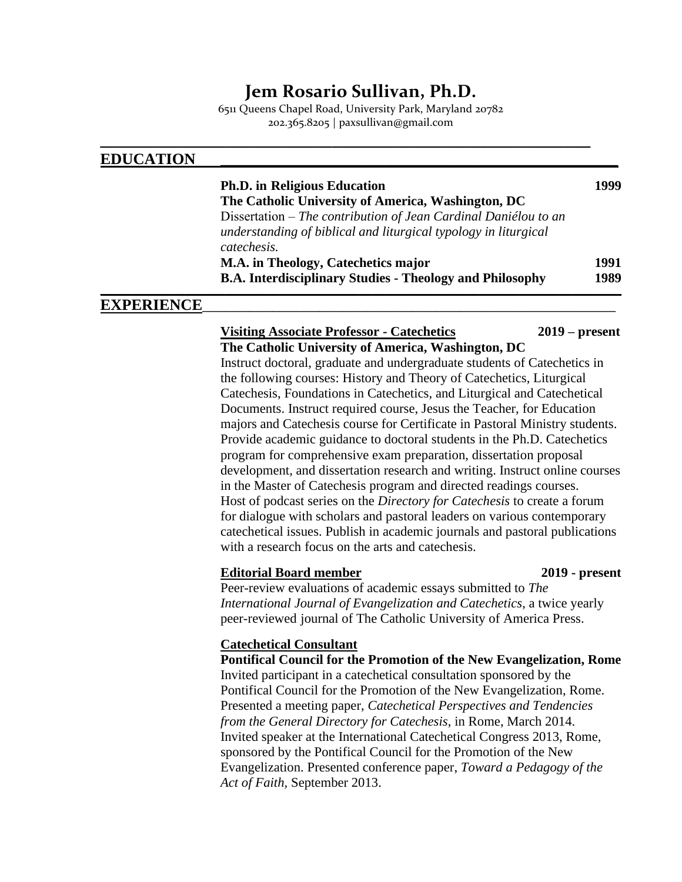# Jem Rosario Sullivan, Ph.D.

6511 Queens Chapel Road, University Park, Maryland 20782
202.365.8205 | paxsullivan@gmail.com

## EDUCATION

**Ph.D. in Religious Education** **1999**
**The Catholic University of America, Washington, DC**
Dissertation – *The contribution of Jean Cardinal Daniélou to an understanding of biblical and liturgical typology in liturgical catechesis.*
**M.A. in Theology, Catechetics major** **1991**
**B.A. Interdisciplinary Studies - Theology and Philosophy** **1989**

## EXPERIENCE

**Visiting Associate Professor - Catechetics** **2019 – present**
**The Catholic University of America, Washington, DC**
Instruct doctoral, graduate and undergraduate students of Catechetics in the following courses: History and Theory of Catechetics, Liturgical Catechesis, Foundations in Catechetics, and Liturgical and Catechetical Documents. Instruct required course, Jesus the Teacher, for Education majors and Catechesis course for Certificate in Pastoral Ministry students. Provide academic guidance to doctoral students in the Ph.D. Catechetics program for comprehensive exam preparation, dissertation proposal development, and dissertation research and writing. Instruct online courses in the Master of Catechesis program and directed readings courses. Host of podcast series on the *Directory for Catechesis* to create a forum for dialogue with scholars and pastoral leaders on various contemporary catechetical issues. Publish in academic journals and pastoral publications with a research focus on the arts and catechesis.

**Editorial Board member** **2019 - present**
Peer-review evaluations of academic essays submitted to *The International Journal of Evangelization and Catechetics*, a twice yearly peer-reviewed journal of The Catholic University of America Press.

**Catechetical Consultant**
**Pontifical Council for the Promotion of the New Evangelization, Rome**
Invited participant in a catechetical consultation sponsored by the Pontifical Council for the Promotion of the New Evangelization, Rome. Presented a meeting paper, *Catechetical Perspectives and Tendencies from the General Directory for Catechesis*, in Rome, March 2014. Invited speaker at the International Catechetical Congress 2013, Rome, sponsored by the Pontifical Council for the Promotion of the New Evangelization. Presented conference paper, *Toward a Pedagogy of the Act of Faith*, September 2013.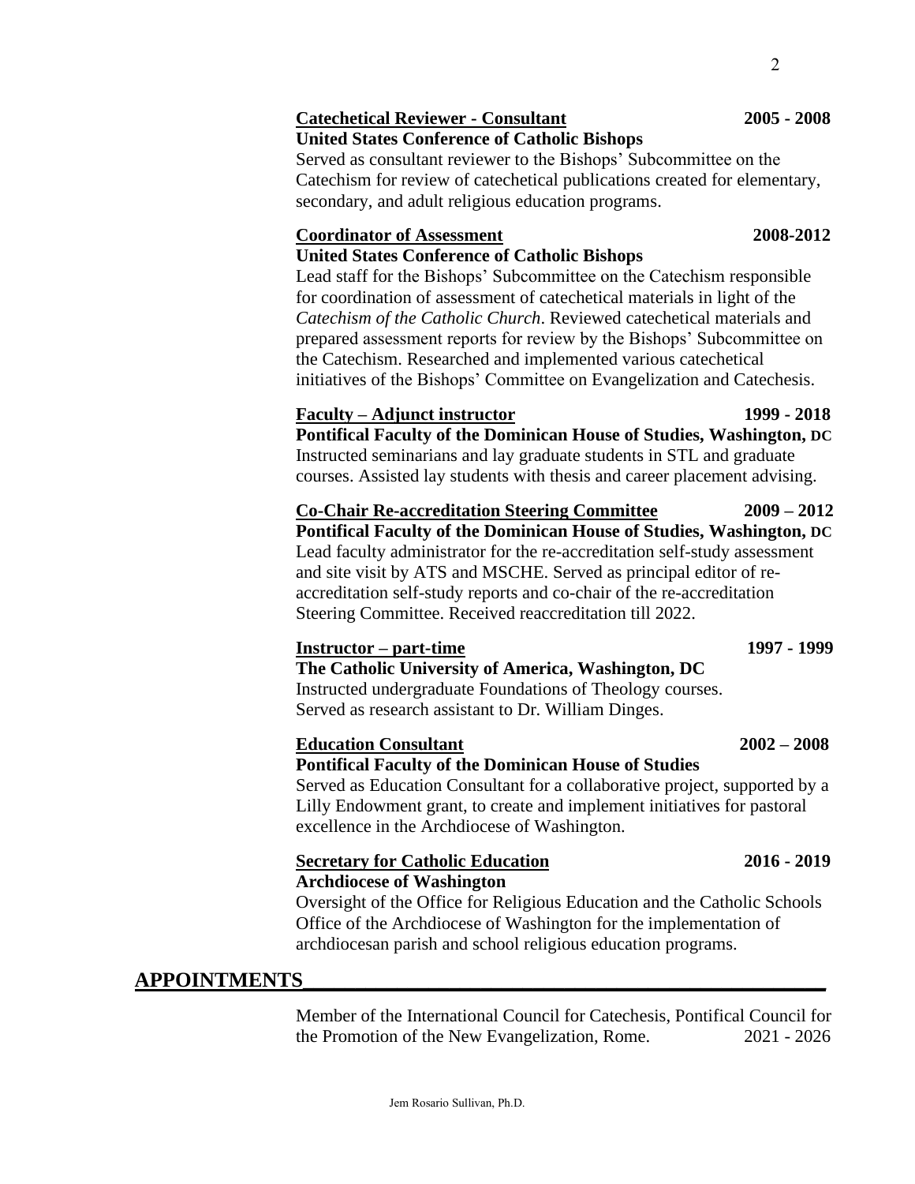**<u>Catechetical Reviewer - Consultant</u>** **2005 - 2008**
**United States Conference of Catholic Bishops**
Served as consultant reviewer to the Bishops' Subcommittee on the Catechism for review of catechetical publications created for elementary, secondary, and adult religious education programs.

**<u>Coordinator of Assessment</u>** **2008-2012**
**United States Conference of Catholic Bishops**
Lead staff for the Bishops' Subcommittee on the Catechism responsible for coordination of assessment of catechetical materials in light of the *Catechism of the Catholic Church*. Reviewed catechetical materials and prepared assessment reports for review by the Bishops' Subcommittee on the Catechism. Researched and implemented various catechetical initiatives of the Bishops' Committee on Evangelization and Catechesis.

**<u>Faculty – Adjunct instructor</u>** **1999 - 2018**
**Pontifical Faculty of the Dominican House of Studies, Washington, DC**
Instructed seminarians and lay graduate students in STL and graduate courses. Assisted lay students with thesis and career placement advising.

**<u>Co-Chair Re-accreditation Steering Committee</u>** **2009 – 2012**
**Pontifical Faculty of the Dominican House of Studies, Washington, DC**
Lead faculty administrator for the re-accreditation self-study assessment and site visit by ATS and MSCHE. Served as principal editor of re-accreditation self-study reports and co-chair of the re-accreditation Steering Committee. Received reaccreditation till 2022.

**<u>Instructor – part-time</u>** **1997 - 1999**
**The Catholic University of America, Washington, DC**
Instructed undergraduate Foundations of Theology courses.
Served as research assistant to Dr. William Dinges.

**<u>Education Consultant</u>** **2002 – 2008**
**Pontifical Faculty of the Dominican House of Studies**
Served as Education Consultant for a collaborative project, supported by a Lilly Endowment grant, to create and implement initiatives for pastoral excellence in the Archdiocese of Washington.

**<u>Secretary for Catholic Education</u>** **2016 - 2019**
**Archdiocese of Washington**
Oversight of the Office for Religious Education and the Catholic Schools Office of the Archdiocese of Washington for the implementation of archdiocesan parish and school religious education programs.

## APPOINTMENTS

Member of the International Council for Catechesis, Pontifical Council for the Promotion of the New Evangelization, Rome. 2021 - 2026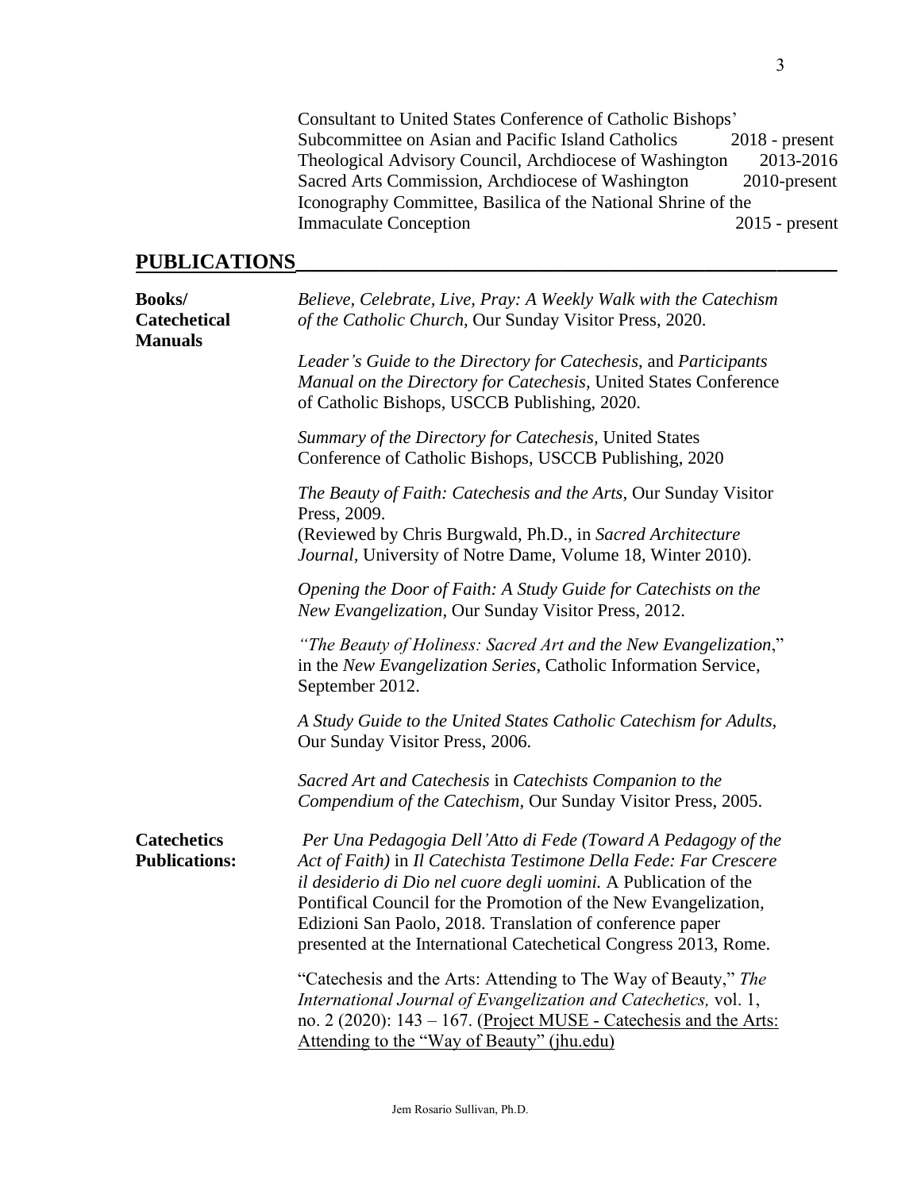Consultant to United States Conference of Catholic Bishops' Subcommittee on Asian and Pacific Island Catholics 2018 - present
Theological Advisory Council, Archdiocese of Washington 2013-2016
Sacred Arts Commission, Archdiocese of Washington 2010-present
Iconography Committee, Basilica of the National Shrine of the Immaculate Conception 2015 - present

## PUBLICATIONS

**Books/ Catechetical Manuals**

*Believe, Celebrate, Live, Pray: A Weekly Walk with the Catechism of the Catholic Church,* Our Sunday Visitor Press, 2020.

*Leader's Guide to the Directory for Catechesis,* and *Participants Manual on the Directory for Catechesis,* United States Conference of Catholic Bishops, USCCB Publishing, 2020.

*Summary of the Directory for Catechesis*, United States Conference of Catholic Bishops, USCCB Publishing, 2020

*The Beauty of Faith: Catechesis and the Arts*, Our Sunday Visitor Press, 2009.
(Reviewed by Chris Burgwald, Ph.D., in *Sacred Architecture Journal,* University of Notre Dame, Volume 18, Winter 2010).

*Opening the Door of Faith: A Study Guide for Catechists on the New Evangelization,* Our Sunday Visitor Press, 2012.

*"The Beauty of Holiness: Sacred Art and the New Evangelization*," in the *New Evangelization Series*, Catholic Information Service, September 2012.

*A Study Guide to the United States Catholic Catechism for Adults,* Our Sunday Visitor Press, 2006.

*Sacred Art and Catechesis* in *Catechists Companion to the Compendium of the Catechism,* Our Sunday Visitor Press, 2005.

**Catechetics Publications:**

*Per Una Pedagogia Dell'Atto di Fede (Toward A Pedagogy of the Act of Faith)* in *Il Catechista Testimone Della Fede: Far Crescere il desiderio di Dio nel cuore degli uomini.* A Publication of the Pontifical Council for the Promotion of the New Evangelization, Edizioni San Paolo, 2018. Translation of conference paper presented at the International Catechetical Congress 2013, Rome.

"Catechesis and the Arts: Attending to The Way of Beauty," *The International Journal of Evangelization and Catechetics,* vol. 1, no. 2 (2020): 143 – 167. (Project MUSE - Catechesis and the Arts: Attending to the "Way of Beauty" (jhu.edu)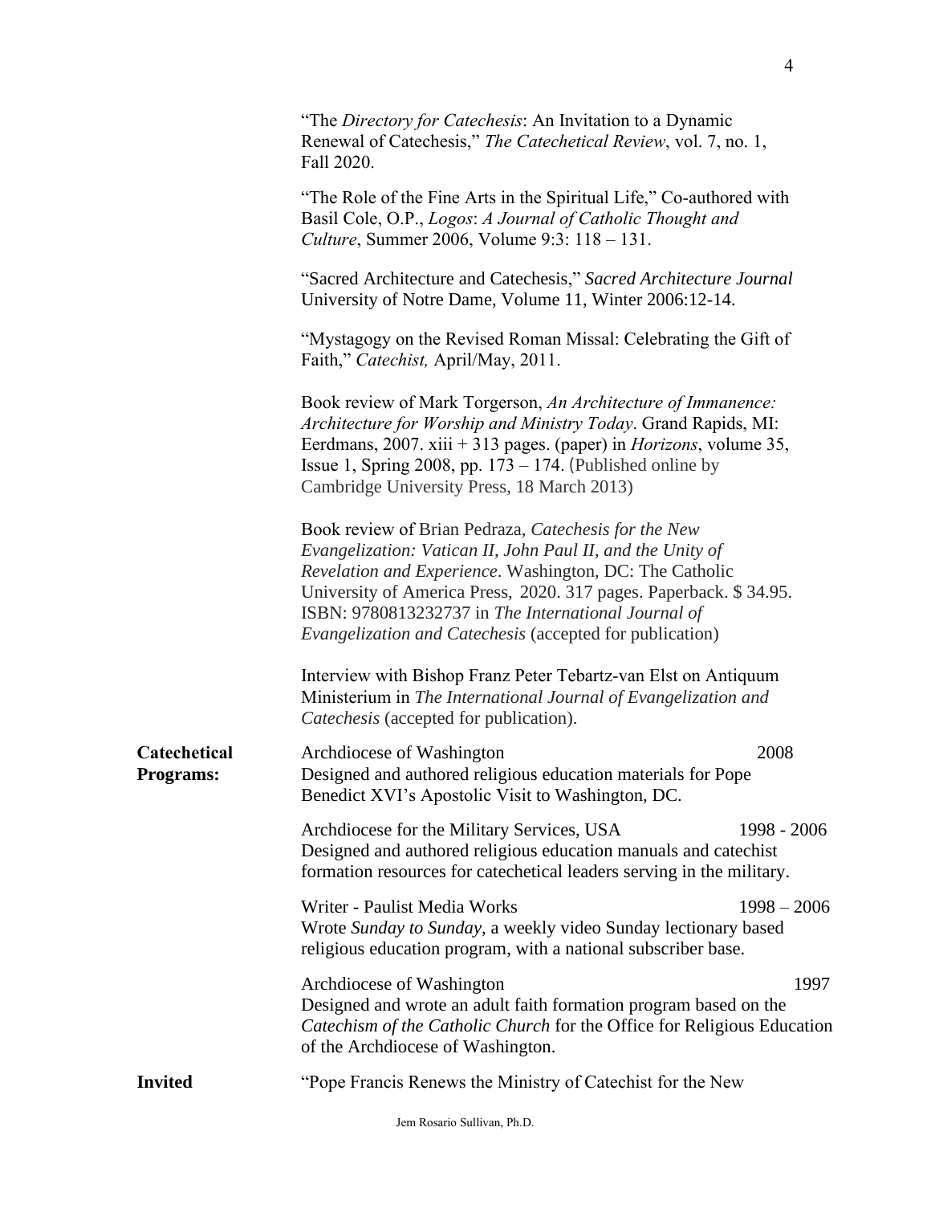"The *Directory for Catechesis*: An Invitation to a Dynamic Renewal of Catechesis," *The Catechetical Review*, vol. 7, no. 1, Fall 2020.

"The Role of the Fine Arts in the Spiritual Life," Co-authored with Basil Cole, O.P., *Logos*: *A Journal of Catholic Thought and Culture*, Summer 2006, Volume 9:3: 118 – 131.

"Sacred Architecture and Catechesis," *Sacred Architecture Journal* University of Notre Dame, Volume 11, Winter 2006:12-14.

"Mystagogy on the Revised Roman Missal: Celebrating the Gift of Faith," *Catechist,* April/May, 2011.

Book review of Mark Torgerson, *An Architecture of Immanence: Architecture for Worship and Ministry Today*. Grand Rapids, MI: Eerdmans, 2007. xiii + 313 pages. (paper) in *Horizons*, volume 35, Issue 1, Spring 2008, pp. 173 – 174. (Published online by Cambridge University Press, 18 March 2013)

Book review of Brian Pedraza, *Catechesis for the New Evangelization: Vatican II, John Paul II, and the Unity of Revelation and Experience*. Washington, DC: The Catholic University of America Press, 2020. 317 pages. Paperback. $ 34.95. ISBN: 9780813232737 in *The International Journal of Evangelization and Catechesis* (accepted for publication)

Interview with Bishop Franz Peter Tebartz-van Elst on Antiquum Ministerium in *The International Journal of Evangelization and Catechesis* (accepted for publication).

**Catechetical Programs:**

Archdiocese of Washington — 2008
Designed and authored religious education materials for Pope Benedict XVI's Apostolic Visit to Washington, DC.

Archdiocese for the Military Services, USA — 1998 - 2006
Designed and authored religious education manuals and catechist formation resources for catechetical leaders serving in the military.

Writer - Paulist Media Works — 1998 – 2006
Wrote *Sunday to Sunday*, a weekly video Sunday lectionary based religious education program, with a national subscriber base.

Archdiocese of Washington — 1997
Designed and wrote an adult faith formation program based on the *Catechism of the Catholic Church* for the Office for Religious Education of the Archdiocese of Washington.

**Invited**

"Pope Francis Renews the Ministry of Catechist for the New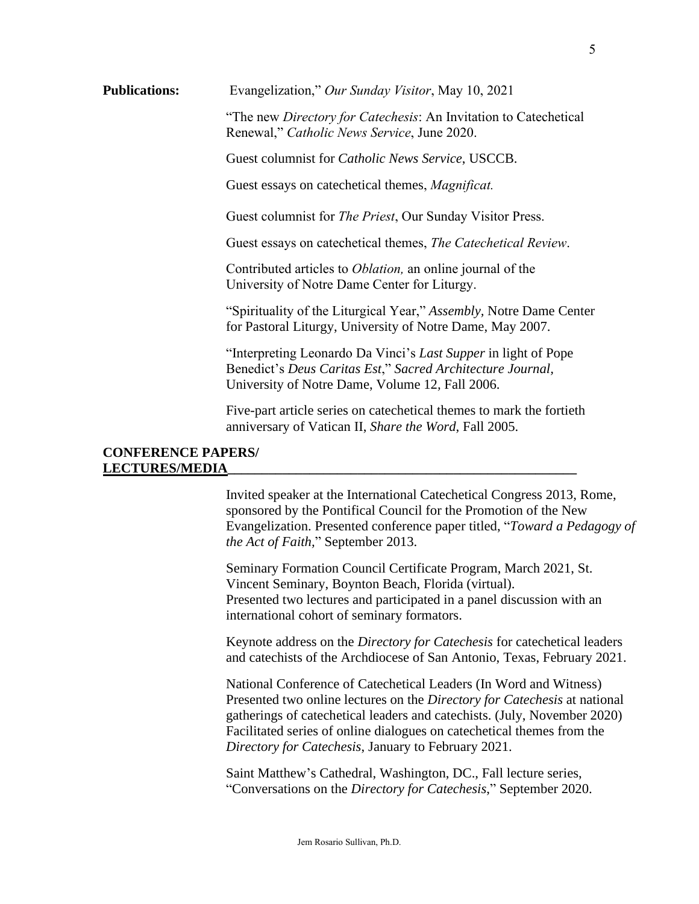**Publications:** Evangelization," *Our Sunday Visitor*, May 10, 2021

"The new *Directory for Catechesis*: An Invitation to Catechetical Renewal," *Catholic News Service*, June 2020.

Guest columnist for *Catholic News Service*, USCCB.

Guest essays on catechetical themes, *Magnificat.*

Guest columnist for *The Priest*, Our Sunday Visitor Press.

Guest essays on catechetical themes, *The Catechetical Review*.

Contributed articles to *Oblation,* an online journal of the University of Notre Dame Center for Liturgy.

"Spirituality of the Liturgical Year," *Assembly*, Notre Dame Center for Pastoral Liturgy, University of Notre Dame, May 2007.

"Interpreting Leonardo Da Vinci's *Last Supper* in light of Pope Benedict's *Deus Caritas Est*," *Sacred Architecture Journal*, University of Notre Dame, Volume 12, Fall 2006.

Five-part article series on catechetical themes to mark the fortieth anniversary of Vatican II, *Share the Word*, Fall 2005.

## CONFERENCE PAPERS/ LECTURES/MEDIA

Invited speaker at the International Catechetical Congress 2013, Rome, sponsored by the Pontifical Council for the Promotion of the New Evangelization. Presented conference paper titled, "*Toward a Pedagogy of the Act of Faith*," September 2013.

Seminary Formation Council Certificate Program, March 2021, St. Vincent Seminary, Boynton Beach, Florida (virtual). Presented two lectures and participated in a panel discussion with an international cohort of seminary formators.

Keynote address on the *Directory for Catechesis* for catechetical leaders and catechists of the Archdiocese of San Antonio, Texas, February 2021.

National Conference of Catechetical Leaders (In Word and Witness) Presented two online lectures on the *Directory for Catechesis* at national gatherings of catechetical leaders and catechists. (July, November 2020) Facilitated series of online dialogues on catechetical themes from the *Directory for Catechesis*, January to February 2021.

Saint Matthew's Cathedral, Washington, DC., Fall lecture series, "Conversations on the *Directory for Catechesis*," September 2020.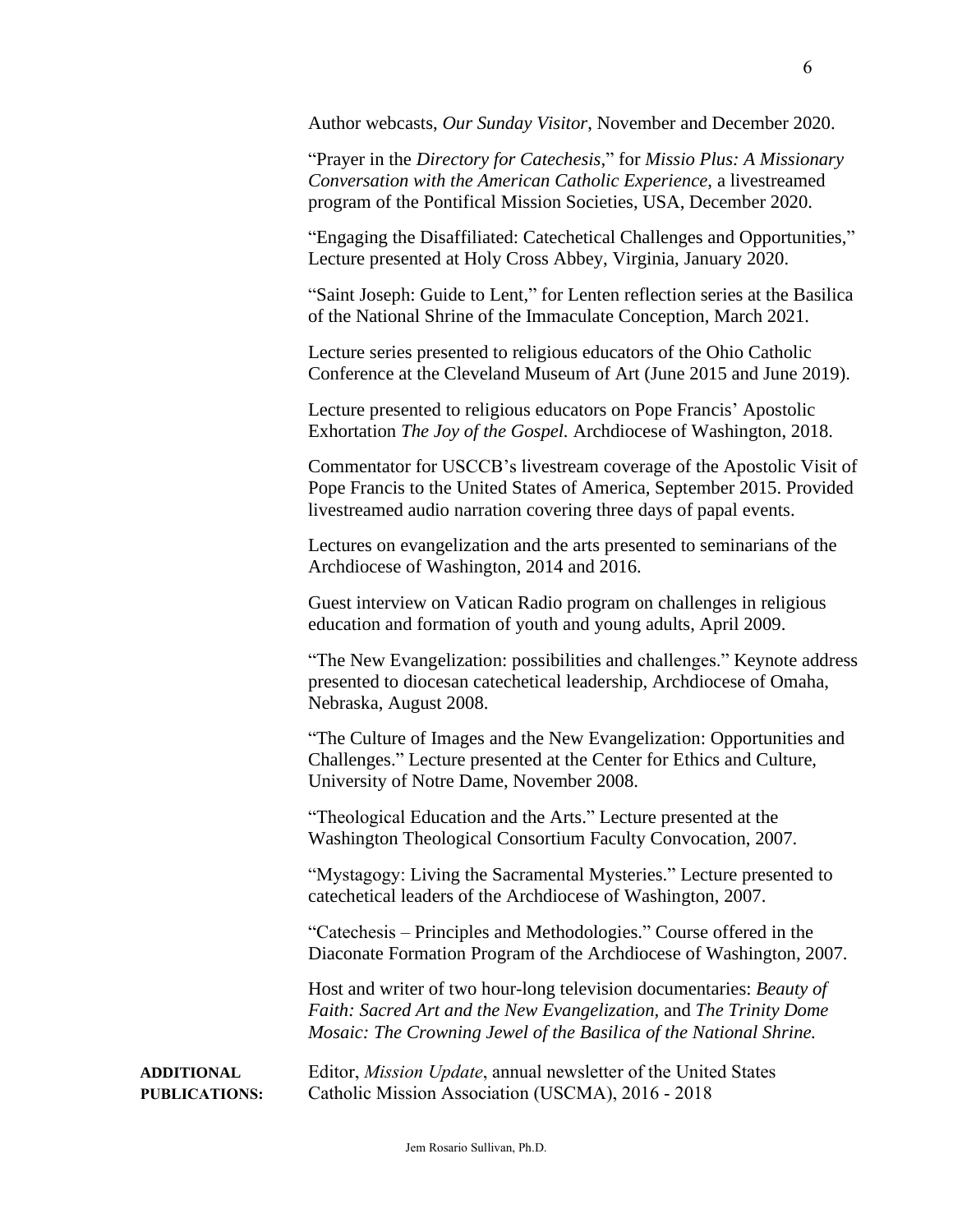Author webcasts, *Our Sunday Visitor*, November and December 2020.

"Prayer in the *Directory for Catechesis*," for *Missio Plus: A Missionary Conversation with the American Catholic Experience*, a livestreamed program of the Pontifical Mission Societies, USA, December 2020.

"Engaging the Disaffiliated: Catechetical Challenges and Opportunities," Lecture presented at Holy Cross Abbey, Virginia, January 2020.

"Saint Joseph: Guide to Lent," for Lenten reflection series at the Basilica of the National Shrine of the Immaculate Conception, March 2021.

Lecture series presented to religious educators of the Ohio Catholic Conference at the Cleveland Museum of Art (June 2015 and June 2019).

Lecture presented to religious educators on Pope Francis' Apostolic Exhortation *The Joy of the Gospel.* Archdiocese of Washington, 2018.

Commentator for USCCB's livestream coverage of the Apostolic Visit of Pope Francis to the United States of America, September 2015. Provided livestreamed audio narration covering three days of papal events.

Lectures on evangelization and the arts presented to seminarians of the Archdiocese of Washington, 2014 and 2016.

Guest interview on Vatican Radio program on challenges in religious education and formation of youth and young adults, April 2009.

"The New Evangelization: possibilities and challenges." Keynote address presented to diocesan catechetical leadership, Archdiocese of Omaha, Nebraska, August 2008.

"The Culture of Images and the New Evangelization: Opportunities and Challenges." Lecture presented at the Center for Ethics and Culture, University of Notre Dame, November 2008.

"Theological Education and the Arts." Lecture presented at the Washington Theological Consortium Faculty Convocation, 2007.

"Mystagogy: Living the Sacramental Mysteries." Lecture presented to catechetical leaders of the Archdiocese of Washington, 2007.

"Catechesis – Principles and Methodologies." Course offered in the Diaconate Formation Program of the Archdiocese of Washington, 2007.

Host and writer of two hour-long television documentaries: *Beauty of Faith: Sacred Art and the New Evangelization,* and *The Trinity Dome Mosaic: The Crowning Jewel of the Basilica of the National Shrine.*

**ADDITIONAL PUBLICATIONS:**

Editor, *Mission Update*, annual newsletter of the United States Catholic Mission Association (USCMA), 2016 - 2018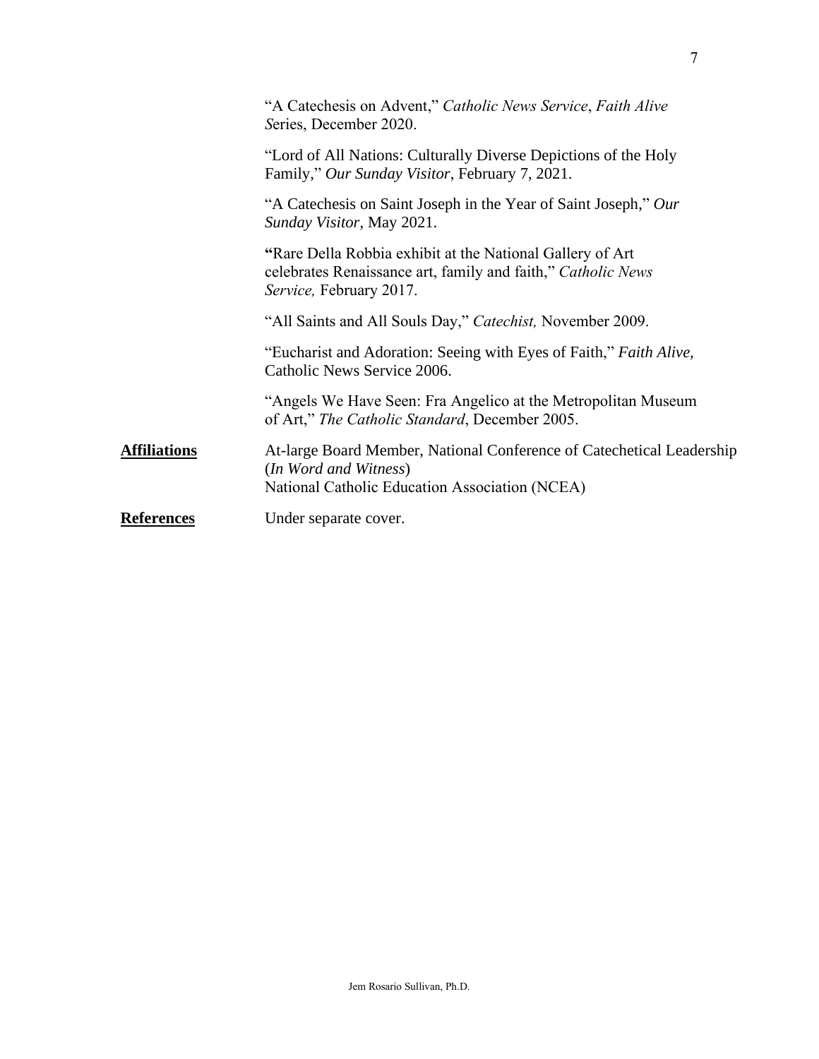"A Catechesis on Advent," *Catholic News Service*, *Faith Alive Series*, December 2020.

"Lord of All Nations: Culturally Diverse Depictions of the Holy Family," *Our Sunday Visitor*, February 7, 2021.

"A Catechesis on Saint Joseph in the Year of Saint Joseph," *Our Sunday Visitor*, May 2021.

"Rare Della Robbia exhibit at the National Gallery of Art celebrates Renaissance art, family and faith," *Catholic News Service,* February 2017.

"All Saints and All Souls Day," *Catechist,* November 2009.

"Eucharist and Adoration: Seeing with Eyes of Faith," *Faith Alive,* Catholic News Service 2006.

"Angels We Have Seen: Fra Angelico at the Metropolitan Museum of Art," *The Catholic Standard*, December 2005.

**Affiliations**

At-large Board Member, National Conference of Catechetical Leadership (*In Word and Witness*)
National Catholic Education Association (NCEA)

**References**

Under separate cover.